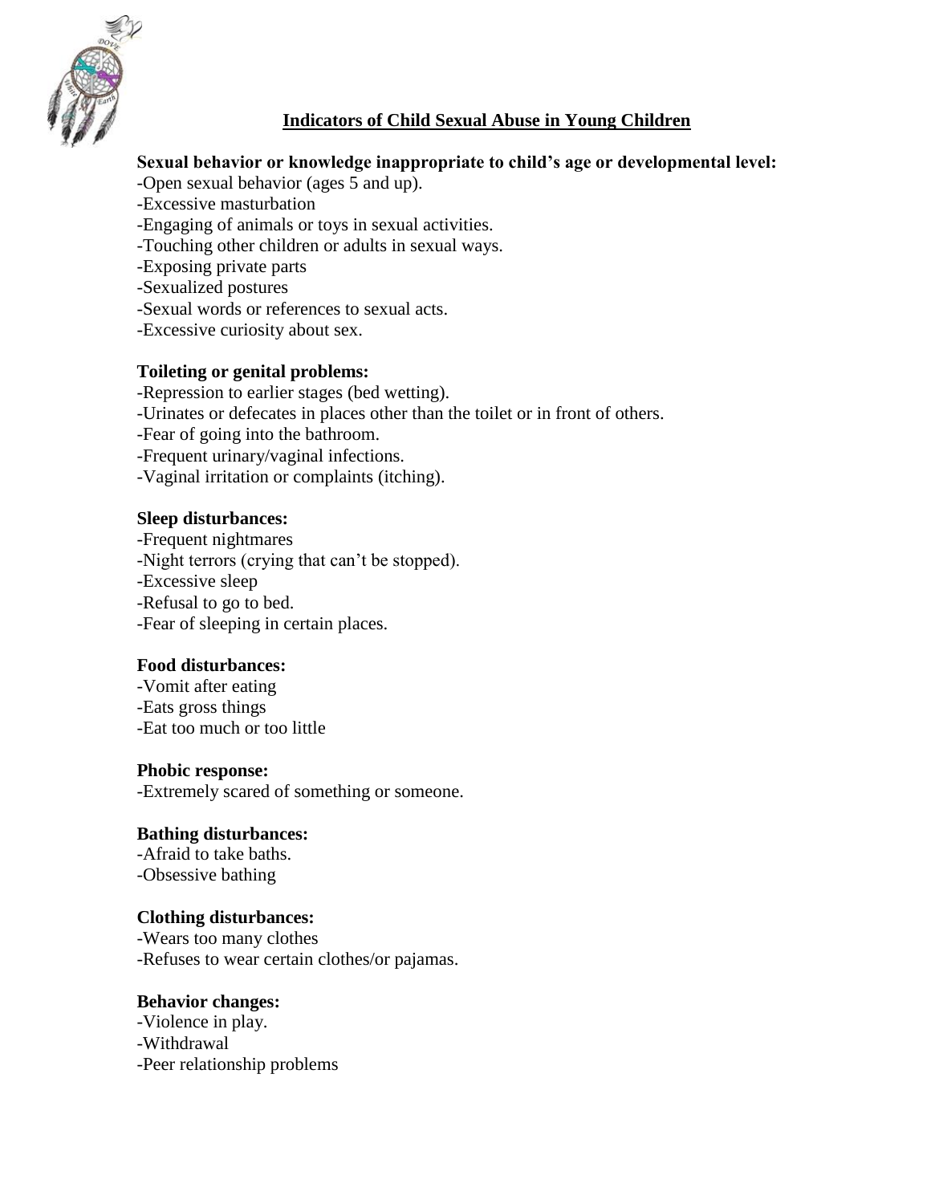## Indicators of Child Sexual Abuse in Young Children

**Sexual behavior or knowledge inappropriate to child's age or developmental level:**

-Open sexual behavior (ages 5 and up).
-Excessive masturbation
-Engaging of animals or toys in sexual activities.
-Touching other children or adults in sexual ways.
-Exposing private parts
-Sexualized postures
-Sexual words or references to sexual acts.
-Excessive curiosity about sex.

**Toileting or genital problems:**

-Repression to earlier stages (bed wetting).
-Urinates or defecates in places other than the toilet or in front of others.
-Fear of going into the bathroom.
-Frequent urinary/vaginal infections.
-Vaginal irritation or complaints (itching).

**Sleep disturbances:**

-Frequent nightmares
-Night terrors (crying that can't be stopped).
-Excessive sleep
-Refusal to go to bed.
-Fear of sleeping in certain places.

**Food disturbances:**

-Vomit after eating
-Eats gross things
-Eat too much or too little

**Phobic response:**

-Extremely scared of something or someone.

**Bathing disturbances:**

-Afraid to take baths.
-Obsessive bathing

**Clothing disturbances:**

-Wears too many clothes
-Refuses to wear certain clothes/or pajamas.

**Behavior changes:**

-Violence in play.
-Withdrawal
-Peer relationship problems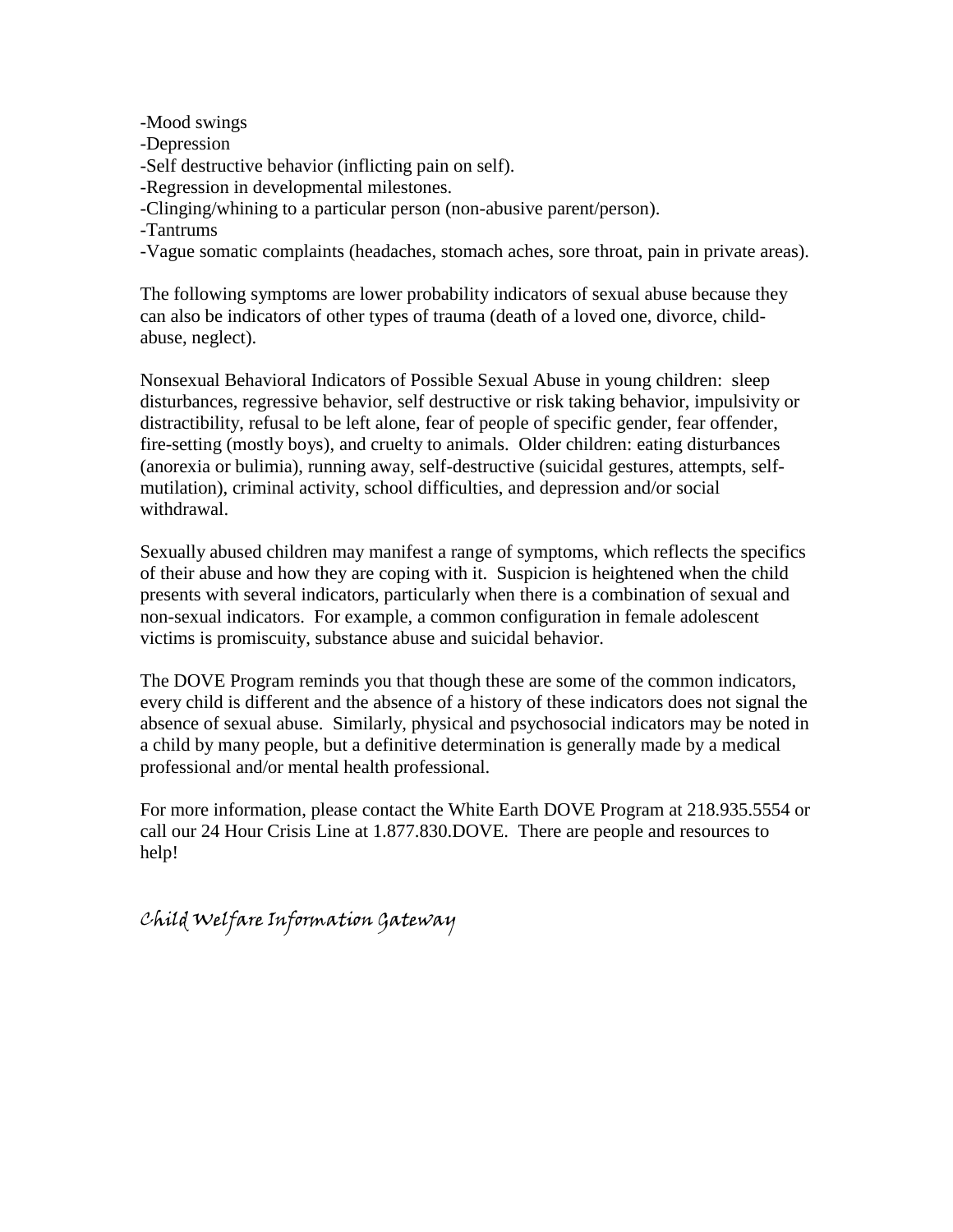-Mood swings
-Depression
-Self destructive behavior (inflicting pain on self).
-Regression in developmental milestones.
-Clinging/whining to a particular person (non-abusive parent/person).
-Tantrums
-Vague somatic complaints (headaches, stomach aches, sore throat, pain in private areas).

The following symptoms are lower probability indicators of sexual abuse because they can also be indicators of other types of trauma (death of a loved one, divorce, child-abuse, neglect).

Nonsexual Behavioral Indicators of Possible Sexual Abuse in young children: sleep disturbances, regressive behavior, self destructive or risk taking behavior, impulsivity or distractibility, refusal to be left alone, fear of people of specific gender, fear offender, fire-setting (mostly boys), and cruelty to animals. Older children: eating disturbances (anorexia or bulimia), running away, self-destructive (suicidal gestures, attempts, self-mutilation), criminal activity, school difficulties, and depression and/or social withdrawal.

Sexually abused children may manifest a range of symptoms, which reflects the specifics of their abuse and how they are coping with it. Suspicion is heightened when the child presents with several indicators, particularly when there is a combination of sexual and non-sexual indicators. For example, a common configuration in female adolescent victims is promiscuity, substance abuse and suicidal behavior.

The DOVE Program reminds you that though these are some of the common indicators, every child is different and the absence of a history of these indicators does not signal the absence of sexual abuse. Similarly, physical and psychosocial indicators may be noted in a child by many people, but a definitive determination is generally made by a medical professional and/or mental health professional.

For more information, please contact the White Earth DOVE Program at 218.935.5554 or call our 24 Hour Crisis Line at 1.877.830.DOVE. There are people and resources to help!

*Child Welfare Information Gateway*